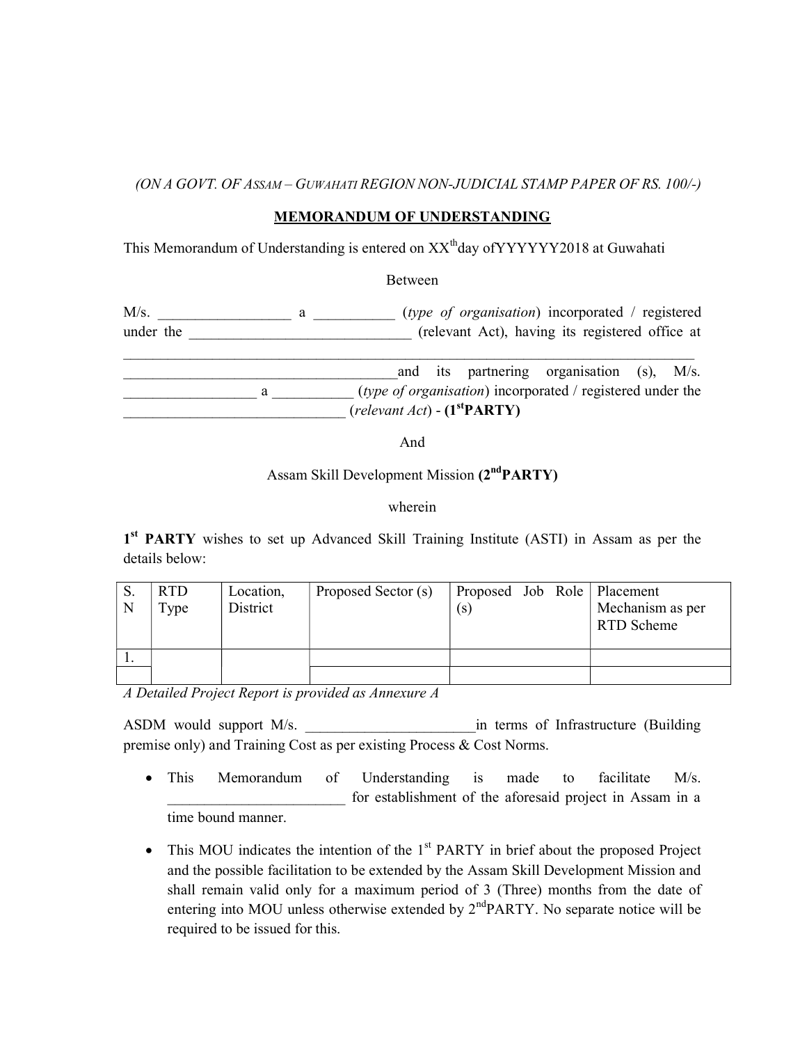*(ON A GOVT. OF ASSAM – GUWAHATI REGION NON-JUDICIAL STAMP PAPER OF RS. 100/-)*

**MEMORANDUM OF UNDERSTANDING**

This Memorandum of Understanding is entered on XX[th]day ofYYYYYY2018 at Guwahati

Between

M/s. __________________ a ___________ (*type of organisation*) incorporated / registered under the ______________________________ (relevant Act), having its registered office at ___________________________________________________________________________ _______________________________________and its partnering organisation (s), M/s. __________________ a ___________ (*type of organisation*) incorporated / registered under the ______________________________ (*relevant Act*) - **(1[st]PARTY)**

And

Assam Skill Development Mission **(2[nd]PARTY)**

wherein

**1[st] PARTY** wishes to set up Advanced Skill Training Institute (ASTI) in Assam as per the details below:

| S. N | RTD Type | Location, District | Proposed Sector (s) | Proposed Job Role (s) | Placement Mechanism as per RTD Scheme |
|---|---|---|---|---|---|
| 1. | | | | | |
| | | | | | |

*A Detailed Project Report is provided as Annexure A*

ASDM would support M/s. _______________________in terms of Infrastructure (Building premise only) and Training Cost as per existing Process & Cost Norms.

- This Memorandum of Understanding is made to facilitate M/s. ________________________ for establishment of the aforesaid project in Assam in a time bound manner.
- This MOU indicates the intention of the 1[st] PARTY in brief about the proposed Project and the possible facilitation to be extended by the Assam Skill Development Mission and shall remain valid only for a maximum period of 3 (Three) months from the date of entering into MOU unless otherwise extended by 2[nd]PARTY. No separate notice will be required to be issued for this.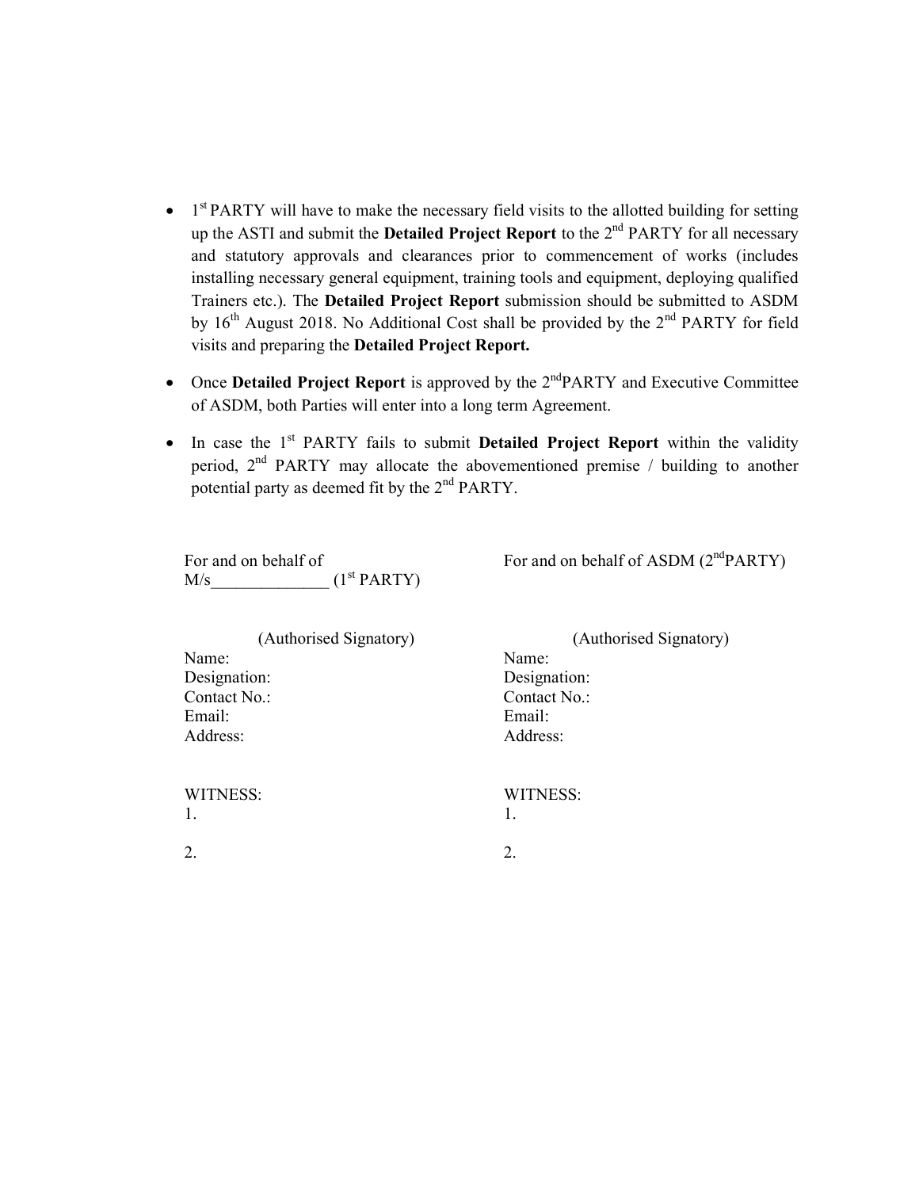- 1st PARTY will have to make the necessary field visits to the allotted building for setting up the ASTI and submit the **Detailed Project Report** to the 2nd PARTY for all necessary and statutory approvals and clearances prior to commencement of works (includes installing necessary general equipment, training tools and equipment, deploying qualified Trainers etc.). The **Detailed Project Report** submission should be submitted to ASDM by 16th August 2018. No Additional Cost shall be provided by the 2nd PARTY for field visits and preparing the **Detailed Project Report.**

- Once **Detailed Project Report** is approved by the 2nd PARTY and Executive Committee of ASDM, both Parties will enter into a long term Agreement.

- In case the 1st PARTY fails to submit **Detailed Project Report** within the validity period, 2nd PARTY may allocate the abovementioned premise / building to another potential party as deemed fit by the 2nd PARTY.

| | |
|---|---|
| For and on behalf of<br>M/s______________ (1st PARTY) | For and on behalf of ASDM (2nd PARTY) |
| (Authorised Signatory)<br>Name:<br>Designation:<br>Contact No.:<br>Email:<br>Address: | (Authorised Signatory)<br>Name:<br>Designation:<br>Contact No.:<br>Email:<br>Address: |
| WITNESS:<br>1.<br><br>2. | WITNESS:<br>1.<br><br>2. |